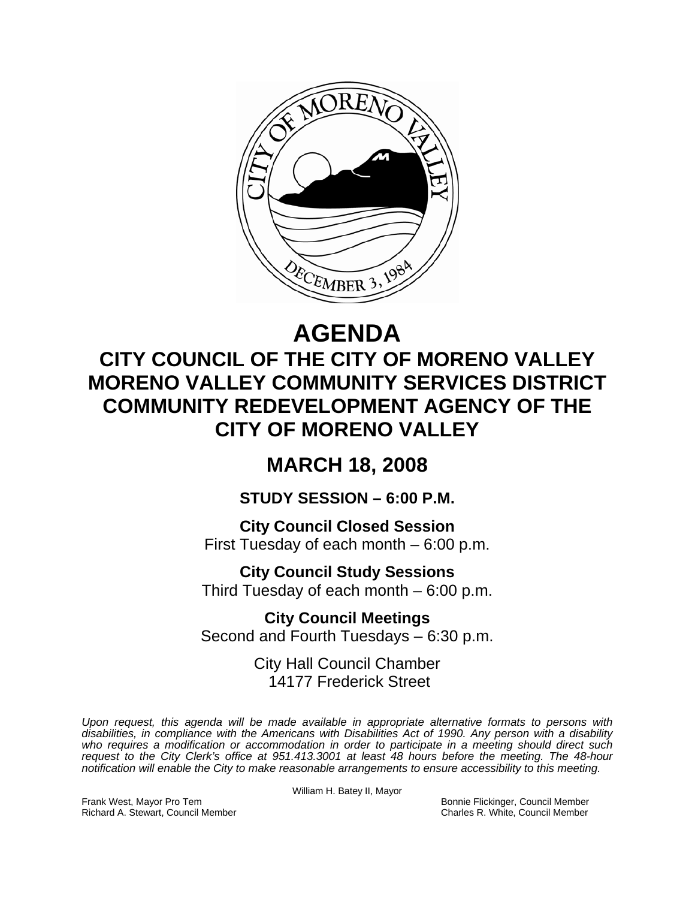# AGENDA

## CITY COUNCIL OF THE CITY OF MORENO VALLEY
## MORENO VALLEY COMMUNITY SERVICES DISTRICT
## COMMUNITY REDEVELOPMENT AGENCY OF THE CITY OF MORENO VALLEY

## MARCH 18, 2008

### STUDY SESSION – 6:00 P.M.

**City Council Closed Session**
First Tuesday of each month – 6:00 p.m.

**City Council Study Sessions**
Third Tuesday of each month – 6:00 p.m.

**City Council Meetings**
Second and Fourth Tuesdays – 6:30 p.m.

City Hall Council Chamber
14177 Frederick Street

*Upon request, this agenda will be made available in appropriate alternative formats to persons with disabilities, in compliance with the Americans with Disabilities Act of 1990. Any person with a disability who requires a modification or accommodation in order to participate in a meeting should direct such request to the City Clerk's office at 951.413.3001 at least 48 hours before the meeting. The 48-hour notification will enable the City to make reasonable arrangements to ensure accessibility to this meeting.*

William H. Batey II, Mayor

Frank West, Mayor Pro Tem
Richard A. Stewart, Council Member
Bonnie Flickinger, Council Member
Charles R. White, Council Member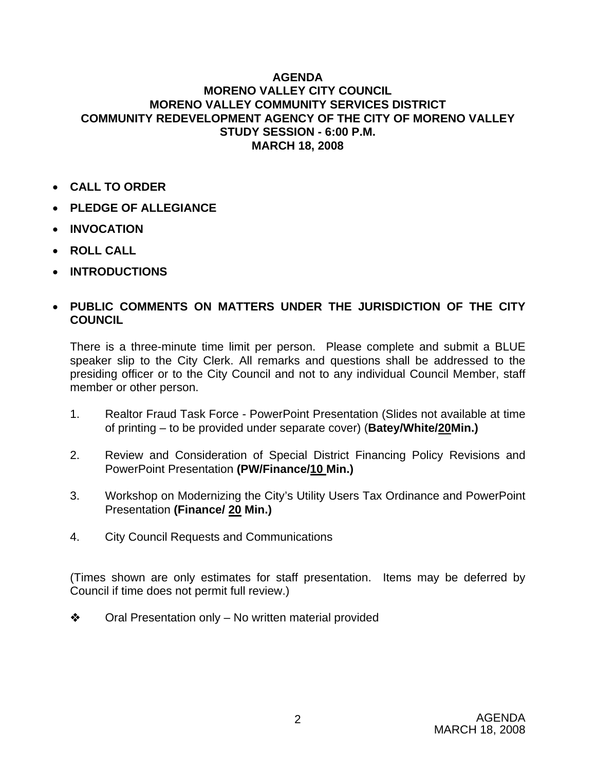**AGENDA**
**MORENO VALLEY CITY COUNCIL**
**MORENO VALLEY COMMUNITY SERVICES DISTRICT**
**COMMUNITY REDEVELOPMENT AGENCY OF THE CITY OF MORENO VALLEY**
**STUDY SESSION - 6:00 P.M.**
**MARCH 18, 2008**

- **CALL TO ORDER**
- **PLEDGE OF ALLEGIANCE**
- **INVOCATION**
- **ROLL CALL**
- **INTRODUCTIONS**
- **PUBLIC COMMENTS ON MATTERS UNDER THE JURISDICTION OF THE CITY COUNCIL**

There is a three-minute time limit per person. Please complete and submit a BLUE speaker slip to the City Clerk. All remarks and questions shall be addressed to the presiding officer or to the City Council and not to any individual Council Member, staff member or other person.

1. Realtor Fraud Task Force - PowerPoint Presentation (Slides not available at time of printing – to be provided under separate cover) (**Batey/White/20Min.)**

2. Review and Consideration of Special District Financing Policy Revisions and PowerPoint Presentation **(PW/Finance/10 Min.)**

3. Workshop on Modernizing the City's Utility Users Tax Ordinance and PowerPoint Presentation **(Finance/ 20 Min.)**

4. City Council Requests and Communications

(Times shown are only estimates for staff presentation. Items may be deferred by Council if time does not permit full review.)

❖ Oral Presentation only – No written material provided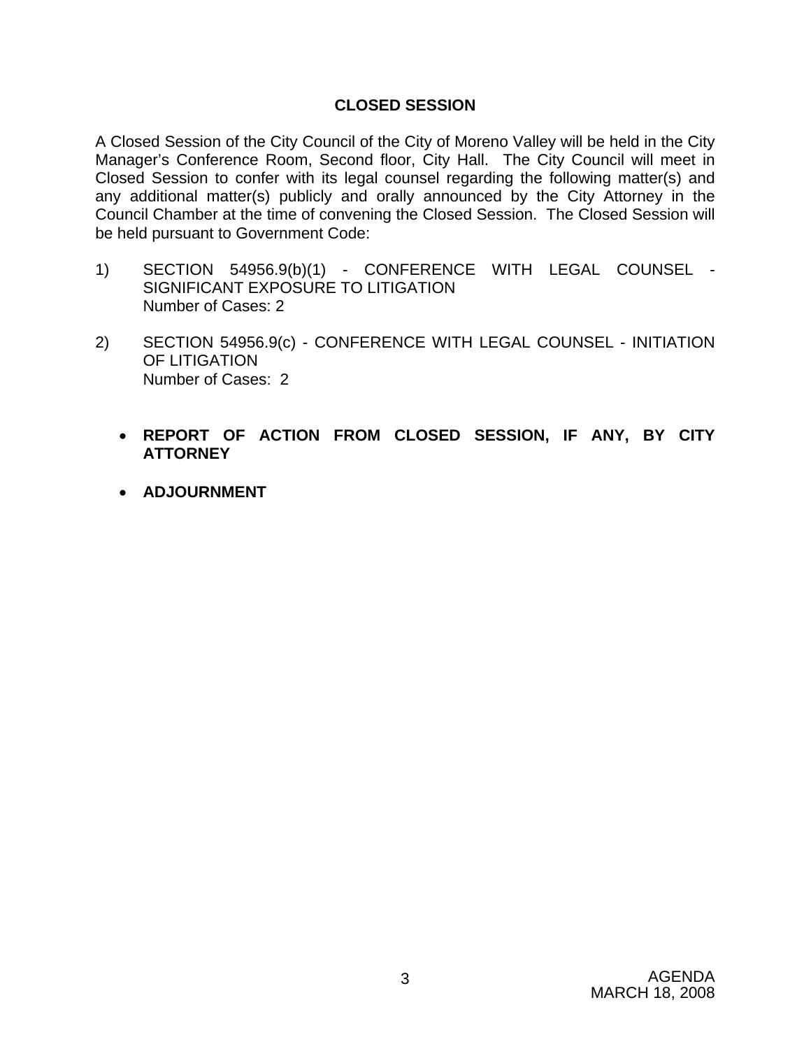## CLOSED SESSION

A Closed Session of the City Council of the City of Moreno Valley will be held in the City Manager's Conference Room, Second floor, City Hall. The City Council will meet in Closed Session to confer with its legal counsel regarding the following matter(s) and any additional matter(s) publicly and orally announced by the City Attorney in the Council Chamber at the time of convening the Closed Session. The Closed Session will be held pursuant to Government Code:

1) SECTION 54956.9(b)(1) - CONFERENCE WITH LEGAL COUNSEL - SIGNIFICANT EXPOSURE TO LITIGATION
   Number of Cases: 2

2) SECTION 54956.9(c) - CONFERENCE WITH LEGAL COUNSEL - INITIATION OF LITIGATION
   Number of Cases: 2

- **REPORT OF ACTION FROM CLOSED SESSION, IF ANY, BY CITY ATTORNEY**

- **ADJOURNMENT**